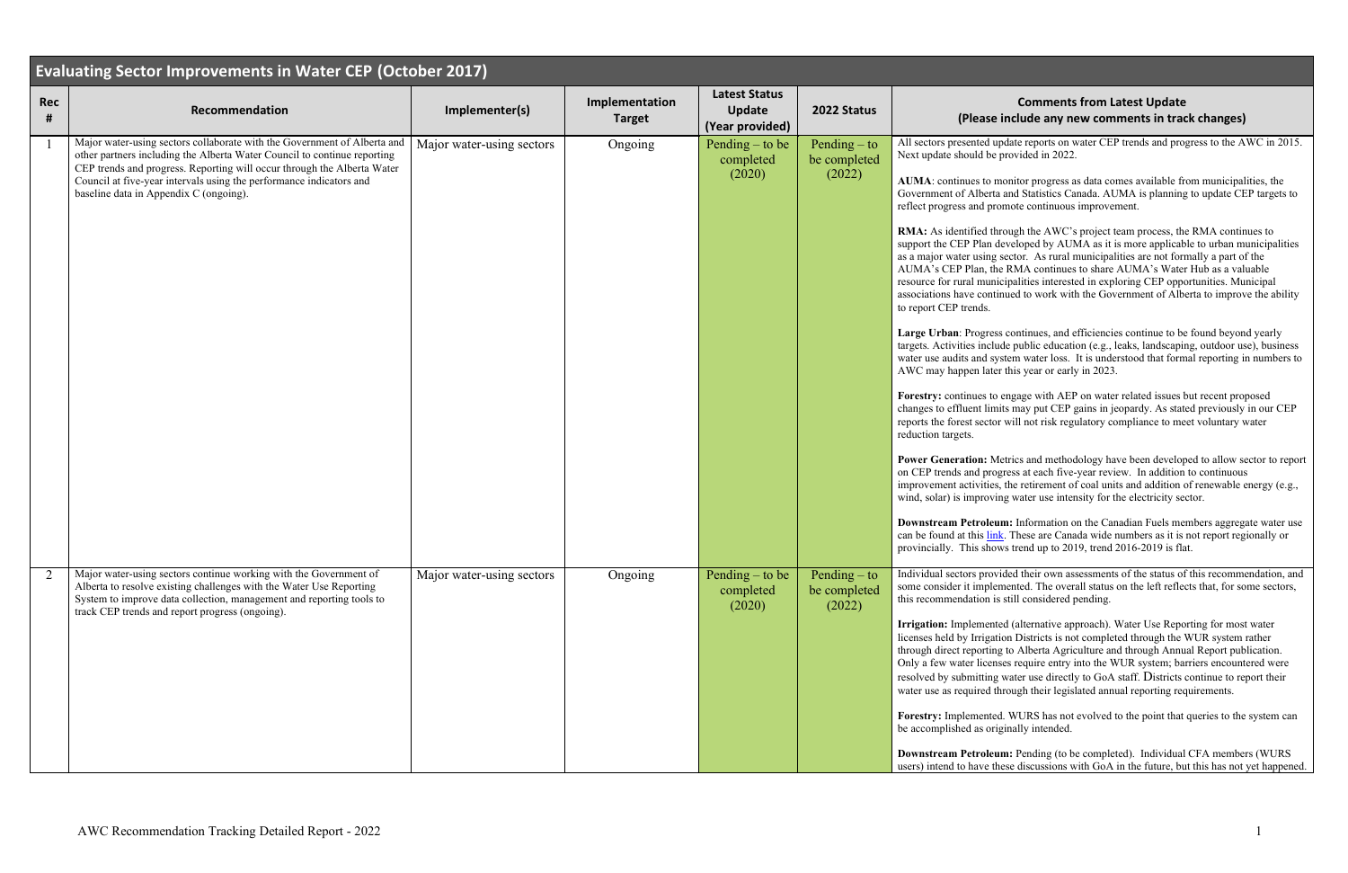## Evaluating Sector Improvements in Water CEP (October 2017)

| Rec # | Recommendation | Implementer(s) | Implementation Target | Latest Status Update (Year provided) | 2022 Status | Comments from Latest Update (Please include any new comments in track changes) |
|---|---|---|---|---|---|---|
| 1 | Major water-using sectors collaborate with the Government of Alberta and other partners including the Alberta Water Council to continue reporting CEP trends and progress. Reporting will occur through the Alberta Water Council at five-year intervals using the performance indicators and baseline data in Appendix C (ongoing). | Major water-using sectors | Ongoing | Pending – to be completed (2020) | Pending – to be completed (2022) | All sectors presented update reports on water CEP trends and progress to the AWC in 2015. Next update should be provided in 2022.<br><br>**AUMA**: continues to monitor progress as data comes available from municipalities, the Government of Alberta and Statistics Canada. AUMA is planning to update CEP targets to reflect progress and promote continuous improvement.<br><br>**RMA:** As identified through the AWC's project team process, the RMA continues to support the CEP Plan developed by AUMA as it is more applicable to urban municipalities as a major water using sector. As rural municipalities are not formally a part of the AUMA's CEP Plan, the RMA continues to share AUMA's Water Hub as a valuable resource for rural municipalities interested in exploring CEP opportunities. Municipal associations have continued to work with the Government of Alberta to improve the ability to report CEP trends.<br><br>**Large Urban**: Progress continues, and efficiencies continue to be found beyond yearly targets. Activities include public education (e.g., leaks, landscaping, outdoor use), business water use audits and system water loss. It is understood that formal reporting in numbers to AWC may happen later this year or early in 2023.<br><br>**Forestry:** continues to engage with AEP on water related issues but recent proposed changes to effluent limits may put CEP gains in jeopardy. As stated previously in our CEP reports the forest sector will not risk regulatory compliance to meet voluntary water reduction targets.<br><br>**Power Generation:** Metrics and methodology have been developed to allow sector to report on CEP trends and progress at each five-year review. In addition to continuous improvement activities, the retirement of coal units and addition of renewable energy (e.g., wind, solar) is improving water use intensity for the electricity sector.<br><br>**Downstream Petroleum:** Information on the Canadian Fuels members aggregate water use can be found at this link. These are Canada wide numbers as it is not report regionally or provincially. This shows trend up to 2019, trend 2016-2019 is flat. |
| 2 | Major water-using sectors continue working with the Government of Alberta to resolve existing challenges with the Water Use Reporting System to improve data collection, management and reporting tools to track CEP trends and report progress (ongoing). | Major water-using sectors | Ongoing | Pending – to be completed (2020) | Pending – to be completed (2022) | Individual sectors provided their own assessments of the status of this recommendation, and some consider it implemented. The overall status on the left reflects that, for some sectors, this recommendation is still considered pending.<br><br>**Irrigation:** Implemented (alternative approach). Water Use Reporting for most water licenses held by Irrigation Districts is not completed through the WUR system rather through direct reporting to Alberta Agriculture and through Annual Report publication. Only a few water licenses require entry into the WUR system; barriers encountered were resolved by submitting water use directly to GoA staff. Districts continue to report their water use as required through their legislated annual reporting requirements.<br><br>**Forestry:** Implemented. WURS has not evolved to the point that queries to the system can be accomplished as originally intended.<br><br>**Downstream Petroleum:** Pending (to be completed). Individual CFA members (WURS users) intend to have these discussions with GoA in the future, but this has not yet happened. |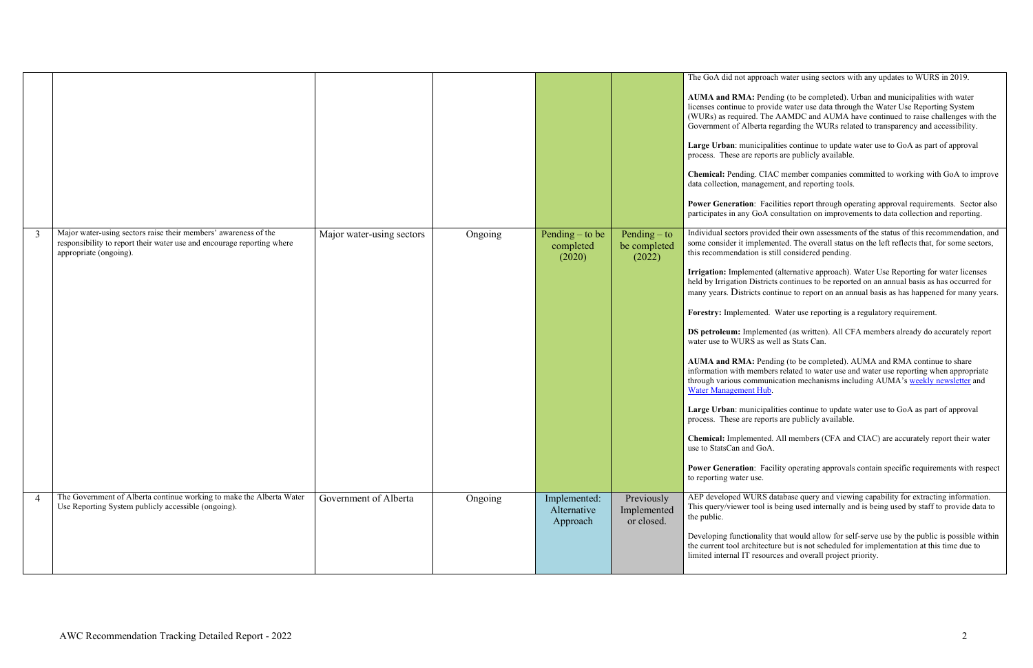| | | | | | | |
|---|---|---|---|---|---|---|
| | | | | | | The GoA did not approach water using sectors with any updates to WURS in 2019.<br><br>**AUMA and RMA:** Pending (to be completed). Urban and municipalities with water licenses continue to provide water use data through the Water Use Reporting System (WURs) as required. The AAMDC and AUMA have continued to raise challenges with the Government of Alberta regarding the WURs related to transparency and accessibility.<br><br>**Large Urban**: municipalities continue to update water use to GoA as part of approval process. These are reports are publicly available.<br><br>**Chemical:** Pending. CIAC member companies committed to working with GoA to improve data collection, management, and reporting tools.<br><br>**Power Generation**: Facilities report through operating approval requirements. Sector also participates in any GoA consultation on improvements to data collection and reporting. |
| 3 | Major water-using sectors raise their members' awareness of the responsibility to report their water use and encourage reporting where appropriate (ongoing). | Major water-using sectors | Ongoing | Pending – to be completed (2020) | Pending – to be completed (2022) | Individual sectors provided their own assessments of the status of this recommendation, and some consider it implemented. The overall status on the left reflects that, for some sectors, this recommendation is still considered pending.<br><br>**Irrigation:** Implemented (alternative approach). Water Use Reporting for water licenses held by Irrigation Districts continues to be reported on an annual basis as has occurred for many years. Districts continue to report on an annual basis as has happened for many years.<br><br>**Forestry:** Implemented. Water use reporting is a regulatory requirement.<br><br>**DS petroleum:** Implemented (as written). All CFA members already do accurately report water use to WURS as well as Stats Can.<br><br>**AUMA and RMA:** Pending (to be completed). AUMA and RMA continue to share information with members related to water use and water use reporting when appropriate through various communication mechanisms including AUMA's weekly newsletter and Water Management Hub.<br><br>**Large Urban**: municipalities continue to update water use to GoA as part of approval process. These are reports are publicly available.<br><br>**Chemical:** Implemented. All members (CFA and CIAC) are accurately report their water use to StatsCan and GoA.<br><br>**Power Generation**: Facility operating approvals contain specific requirements with respect to reporting water use. |
| 4 | The Government of Alberta continue working to make the Alberta Water Use Reporting System publicly accessible (ongoing). | Government of Alberta | Ongoing | Implemented: Alternative Approach | Previously Implemented or closed. | AEP developed WURS database query and viewing capability for extracting information. This query/viewer tool is being used internally and is being used by staff to provide data to the public.<br><br>Developing functionality that would allow for self-serve use by the public is possible within the current tool architecture but is not scheduled for implementation at this time due to limited internal IT resources and overall project priority. |